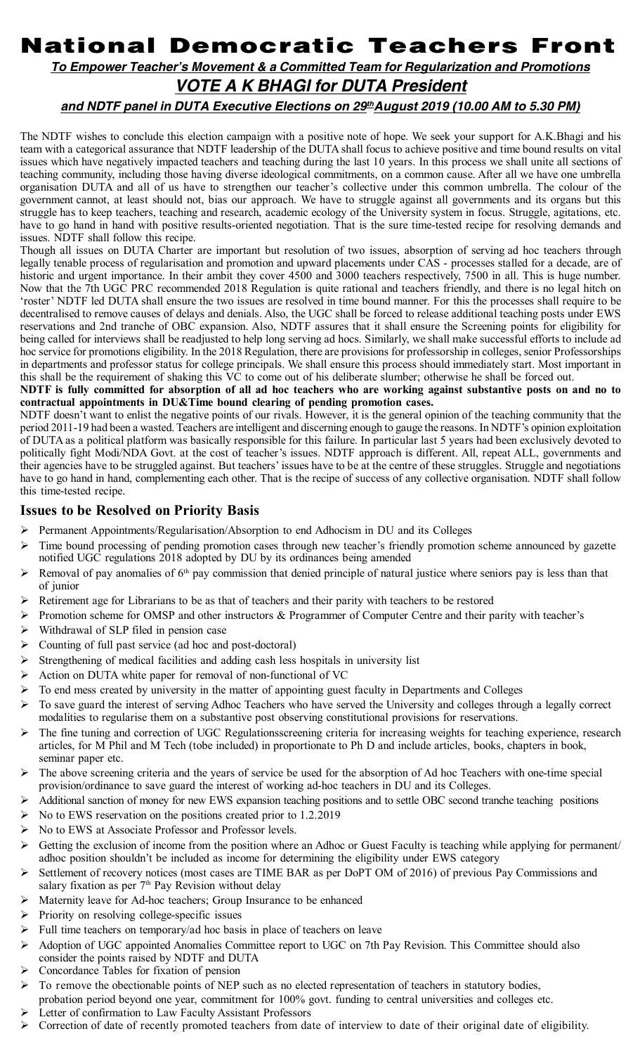# National Democratic Teachers Front

***To Empower Teacher's Movement & a Committed Team for Regularization and Promotions***

## *VOTE A K BHAGI for DUTA President*

***and NDTF panel in DUTA Executive Elections on 29th August 2019 (10.00 AM to 5.30 PM)***

The NDTF wishes to conclude this election campaign with a positive note of hope. We seek your support for A.K.Bhagi and his team with a categorical assurance that NDTF leadership of the DUTA shall focus to achieve positive and time bound results on vital issues which have negatively impacted teachers and teaching during the last 10 years. In this process we shall unite all sections of teaching community, including those having diverse ideological commitments, on a common cause. After all we have one umbrella organisation DUTA and all of us have to strengthen our teacher's collective under this common umbrella. The colour of the government cannot, at least should not, bias our approach. We have to struggle against all governments and its organs but this struggle has to keep teachers, teaching and research, academic ecology of the University system in focus. Struggle, agitations, etc. have to go hand in hand with positive results-oriented negotiation. That is the sure time-tested recipe for resolving demands and issues. NDTF shall follow this recipe.

Though all issues on DUTA Charter are important but resolution of two issues, absorption of serving ad hoc teachers through legally tenable process of regularisation and promotion and upward placements under CAS - processes stalled for a decade, are of historic and urgent importance. In their ambit they cover 4500 and 3000 teachers respectively, 7500 in all. This is huge number. Now that the 7th UGC PRC recommended 2018 Regulation is quite rational and teachers friendly, and there is no legal hitch on 'roster' NDTF led DUTA shall ensure the two issues are resolved in time bound manner. For this the processes shall require to be decentralised to remove causes of delays and denials. Also, the UGC shall be forced to release additional teaching posts under EWS reservations and 2nd tranche of OBC expansion. Also, NDTF assures that it shall ensure the Screening points for eligibility for being called for interviews shall be readjusted to help long serving ad hocs. Similarly, we shall make successful efforts to include ad hoc service for promotions eligibility. In the 2018 Regulation, there are provisions for professorship in colleges, senior Professorships in departments and professor status for college principals. We shall ensure this process should immediately start. Most important in this shall be the requirement of shaking this VC to come out of his deliberate slumber; otherwise he shall be forced out.

**NDTF is fully committed for absorption of all ad hoc teachers who are working against substantive posts on and no to contractual appointments in DU&Time bound clearing of pending promotion cases.**

NDTF doesn't want to enlist the negative points of our rivals. However, it is the general opinion of the teaching community that the period 2011-19 had been a wasted. Teachers are intelligent and discerning enough to gauge the reasons. In NDTF's opinion exploitation of DUTA as a political platform was basically responsible for this failure. In particular last 5 years had been exclusively devoted to politically fight Modi/NDA Govt. at the cost of teacher's issues. NDTF approach is different. All, repeat ALL, governments and their agencies have to be struggled against. But teachers' issues have to be at the centre of these struggles. Struggle and negotiations have to go hand in hand, complementing each other. That is the recipe of success of any collective organisation. NDTF shall follow this time-tested recipe.

## Issues to be Resolved on Priority Basis

- Permanent Appointments/Regularisation/Absorption to end Adhocism in DU and its Colleges
- Time bound processing of pending promotion cases through new teacher's friendly promotion scheme announced by gazette notified UGC regulations 2018 adopted by DU by its ordinances being amended
- Removal of pay anomalies of 6th pay commission that denied principle of natural justice where seniors pay is less than that of junior
- Retirement age for Librarians to be as that of teachers and their parity with teachers to be restored
- Promotion scheme for OMSP and other instructors & Programmer of Computer Centre and their parity with teacher's
- Withdrawal of SLP filed in pension case
- Counting of full past service (ad hoc and post-doctoral)
- Strengthening of medical facilities and adding cash less hospitals in university list
- Action on DUTA white paper for removal of non-functional of VC
- To end mess created by university in the matter of appointing guest faculty in Departments and Colleges
- To save guard the interest of serving Adhoc Teachers who have served the University and colleges through a legally correct modalities to regularise them on a substantive post observing constitutional provisions for reservations.
- The fine tuning and correction of UGC Regulationsscreening criteria for increasing weights for teaching experience, research articles, for M Phil and M Tech (tobe included) in proportionate to Ph D and include articles, books, chapters in book, seminar paper etc.
- The above screening criteria and the years of service be used for the absorption of Ad hoc Teachers with one-time special provision/ordinance to save guard the interest of working ad-hoc teachers in DU and its Colleges.
- Additional sanction of money for new EWS expansion teaching positions and to settle OBC second tranche teaching positions
- No to EWS reservation on the positions created prior to 1.2.2019
- No to EWS at Associate Professor and Professor levels.
- Getting the exclusion of income from the position where an Adhoc or Guest Faculty is teaching while applying for permanent/ adhoc position shouldn't be included as income for determining the eligibility under EWS category
- Settlement of recovery notices (most cases are TIME BAR as per DoPT OM of 2016) of previous Pay Commissions and salary fixation as per 7th Pay Revision without delay
- Maternity leave for Ad-hoc teachers; Group Insurance to be enhanced
- Priority on resolving college-specific issues
- Full time teachers on temporary/ad hoc basis in place of teachers on leave
- Adoption of UGC appointed Anomalies Committee report to UGC on 7th Pay Revision. This Committee should also consider the points raised by NDTF and DUTA
- Concordance Tables for fixation of pension
- To remove the obectionable points of NEP such as no elected representation of teachers in statutory bodies, probation period beyond one year, commitment for 100% govt. funding to central universities and colleges etc.
- Letter of confirmation to Law Faculty Assistant Professors
- Correction of date of recently promoted teachers from date of interview to date of their original date of eligibility.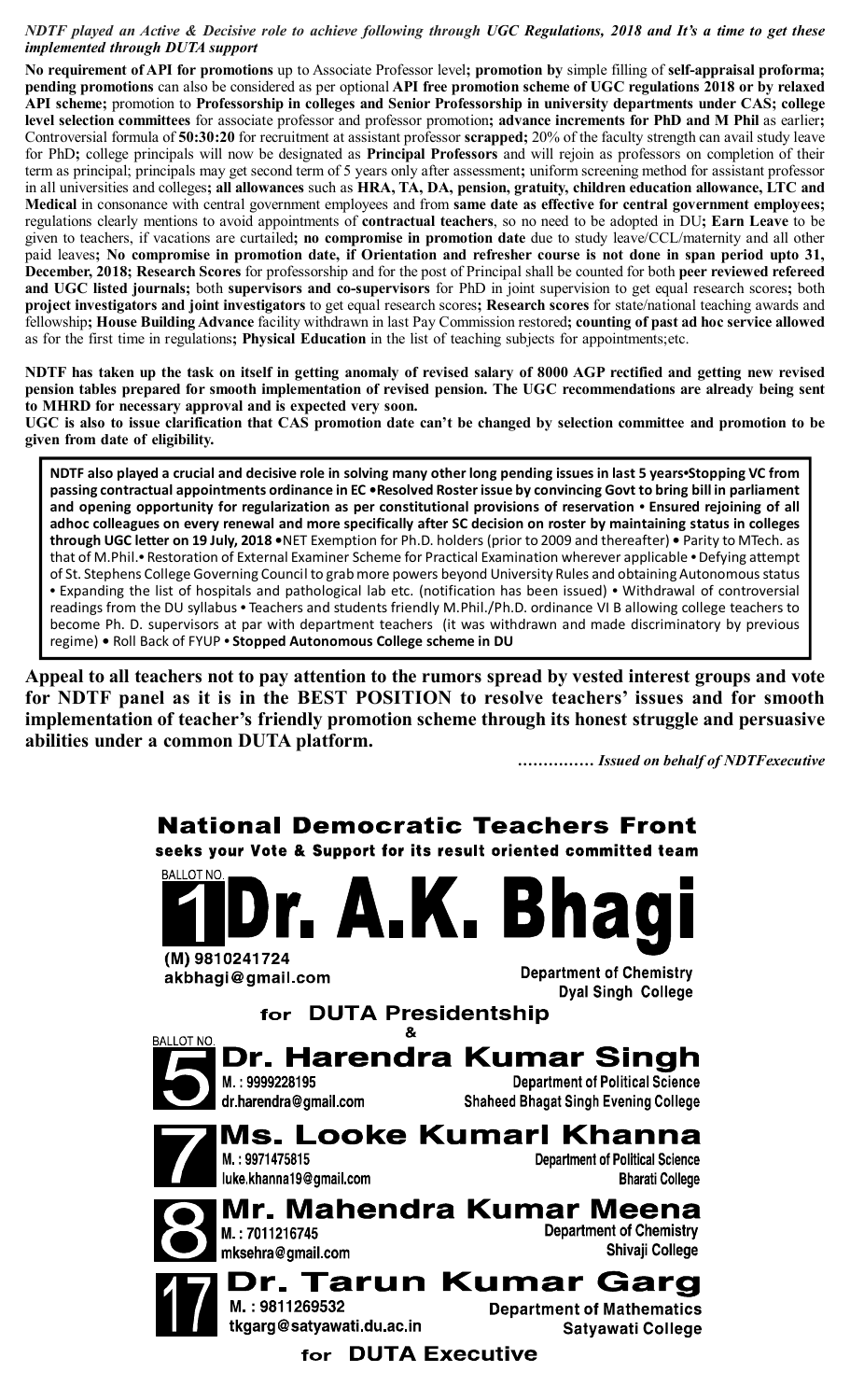***NDTF played an Active & Decisive role to achieve following through UGC Regulations, 2018 and It's a time to get these implemented through DUTA support***

**No requirement of API for promotions** up to Associate Professor level**; promotion by** simple filling of **self-appraisal proforma; pending promotions** can also be considered as per optional **API free promotion scheme of UGC regulations 2018 or by relaxed API scheme;** promotion to **Professorship in colleges and Senior Professorship in university departments under CAS; college level selection committees** for associate professor and professor promotion**; advance increments for PhD and M Phil** as earlier**;** Controversial formula of **50:30:20** for recruitment at assistant professor **scrapped;** 20% of the faculty strength can avail study leave for PhD**;** college principals will now be designated as **Principal Professors** and will rejoin as professors on completion of their term as principal; principals may get second term of 5 years only after assessment**;** uniform screening method for assistant professor in all universities and colleges**; all allowances** such as **HRA, TA, DA, pension, gratuity, children education allowance, LTC and Medical** in consonance with central government employees and from **same date as effective for central government employees;** regulations clearly mentions to avoid appointments of **contractual teachers**, so no need to be adopted in DU**; Earn Leave** to be given to teachers, if vacations are curtailed**; no compromise in promotion date** due to study leave/CCL/maternity and all other paid leaves**; No compromise in promotion date, if Orientation and refresher course is not done in span period upto 31, December, 2018; Research Scores** for professorship and for the post of Principal shall be counted for both **peer reviewed refereed and UGC listed journals;** both **supervisors and co-supervisors** for PhD in joint supervision to get equal research scores**;** both **project investigators and joint investigators** to get equal research scores**; Research scores** for state/national teaching awards and fellowship**; House Building Advance** facility withdrawn in last Pay Commission restored**; counting of past ad hoc service allowed** as for the first time in regulations**; Physical Education** in the list of teaching subjects for appointments;etc.

**NDTF has taken up the task on itself in getting anomaly of revised salary of 8000 AGP rectified and getting new revised pension tables prepared for smooth implementation of revised pension. The UGC recommendations are already being sent to MHRD for necessary approval and is expected very soon.**

**UGC is also to issue clarification that CAS promotion date can't be changed by selection committee and promotion to be given from date of eligibility.**

**NDTF also played a crucial and decisive role in solving many other long pending issues in last 5 years•Stopping VC from passing contractual appointments ordinance in EC •Resolved Roster issue by convincing Govt to bring bill in parliament and opening opportunity for regularization as per constitutional provisions of reservation • Ensured rejoining of all adhoc colleagues on every renewal and more specifically after SC decision on roster by maintaining status in colleges through UGC letter on 19 July, 2018 •**NET Exemption for Ph.D. holders (prior to 2009 and thereafter) • Parity to MTech. as that of M.Phil.• Restoration of External Examiner Scheme for Practical Examination wherever applicable • Defying attempt of St. Stephens College Governing Council to grab more powers beyond University Rules and obtaining Autonomous status • Expanding the list of hospitals and pathological lab etc. (notification has been issued) • Withdrawal of controversial readings from the DU syllabus • Teachers and students friendly M.Phil./Ph.D. ordinance VI B allowing college teachers to become Ph. D. supervisors at par with department teachers (it was withdrawn and made discriminatory by previous regime) • Roll Back of FYUP • **Stopped Autonomous College scheme in DU**

**Appeal to all teachers not to pay attention to the rumors spread by vested interest groups and vote for NDTF panel as it is in the BEST POSITION to resolve teachers' issues and for smooth implementation of teacher's friendly promotion scheme through its honest struggle and persuasive abilities under a common DUTA platform.**

*…………… Issued on behalf of NDTFexecutive*

# National Democratic Teachers Front

**seeks your Vote & Support for its result oriented committed team**

BALLOT NO. **1** **Dr. A.K. Bhagi**
(M) 9810241724
akbhagi@gmail.com
Department of Chemistry
Dyal Singh College

**for DUTA Presidentship**

&

BALLOT NO. **5** **Dr. Harendra Kumar Singh**
M. : 9999228195
dr.harendra@gmail.com
Department of Political Science
Shaheed Bhagat Singh Evening College

**7** **Ms. Looke Kumarl Khanna**
M. : 9971475815
luke.khanna19@gmail.com
Department of Political Science
Bharati College

**8** **Mr. Mahendra Kumar Meena**
M. : 7011216745
mksehra@gmail.com
Department of Chemistry
Shivaji College

**17** **Dr. Tarun Kumar Garg**
M. : 9811269532
tkgarg@satyawati.du.ac.in
Department of Mathematics
Satyawati College

**for DUTA Executive**